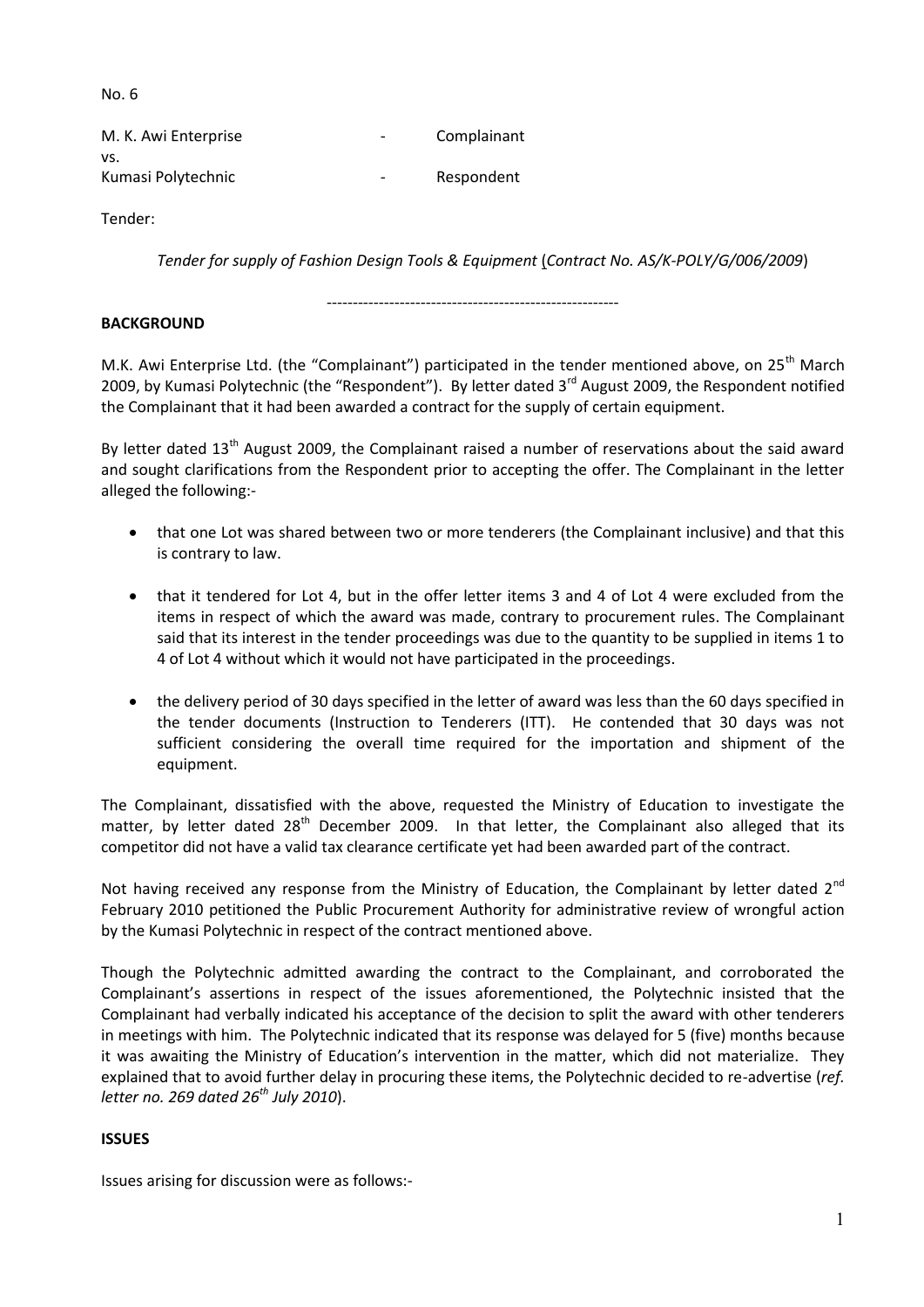No. 6

| | | |
|---|---|---|
| M. K. Awi Enterprise | - | Complainant |
| vs. | | |
| Kumasi Polytechnic | - | Respondent |

Tender:

*Tender for supply of Fashion Design Tools & Equipment* (*Contract No. AS/K-POLY/G/006/2009*)

---

## BACKGROUND

M.K. Awi Enterprise Ltd. (the "Complainant") participated in the tender mentioned above, on 25th March 2009, by Kumasi Polytechnic (the "Respondent"). By letter dated 3rd August 2009, the Respondent notified the Complainant that it had been awarded a contract for the supply of certain equipment.

By letter dated 13th August 2009, the Complainant raised a number of reservations about the said award and sought clarifications from the Respondent prior to accepting the offer. The Complainant in the letter alleged the following:-

- that one Lot was shared between two or more tenderers (the Complainant inclusive) and that this is contrary to law.
- that it tendered for Lot 4, but in the offer letter items 3 and 4 of Lot 4 were excluded from the items in respect of which the award was made, contrary to procurement rules. The Complainant said that its interest in the tender proceedings was due to the quantity to be supplied in items 1 to 4 of Lot 4 without which it would not have participated in the proceedings.
- the delivery period of 30 days specified in the letter of award was less than the 60 days specified in the tender documents (Instruction to Tenderers (ITT). He contended that 30 days was not sufficient considering the overall time required for the importation and shipment of the equipment.

The Complainant, dissatisfied with the above, requested the Ministry of Education to investigate the matter, by letter dated 28th December 2009. In that letter, the Complainant also alleged that its competitor did not have a valid tax clearance certificate yet had been awarded part of the contract.

Not having received any response from the Ministry of Education, the Complainant by letter dated 2nd February 2010 petitioned the Public Procurement Authority for administrative review of wrongful action by the Kumasi Polytechnic in respect of the contract mentioned above.

Though the Polytechnic admitted awarding the contract to the Complainant, and corroborated the Complainant's assertions in respect of the issues aforementioned, the Polytechnic insisted that the Complainant had verbally indicated his acceptance of the decision to split the award with other tenderers in meetings with him. The Polytechnic indicated that its response was delayed for 5 (five) months because it was awaiting the Ministry of Education's intervention in the matter, which did not materialize. They explained that to avoid further delay in procuring these items, the Polytechnic decided to re-advertise (*ref. letter no. 269 dated 26th July 2010*).

## ISSUES

Issues arising for discussion were as follows:-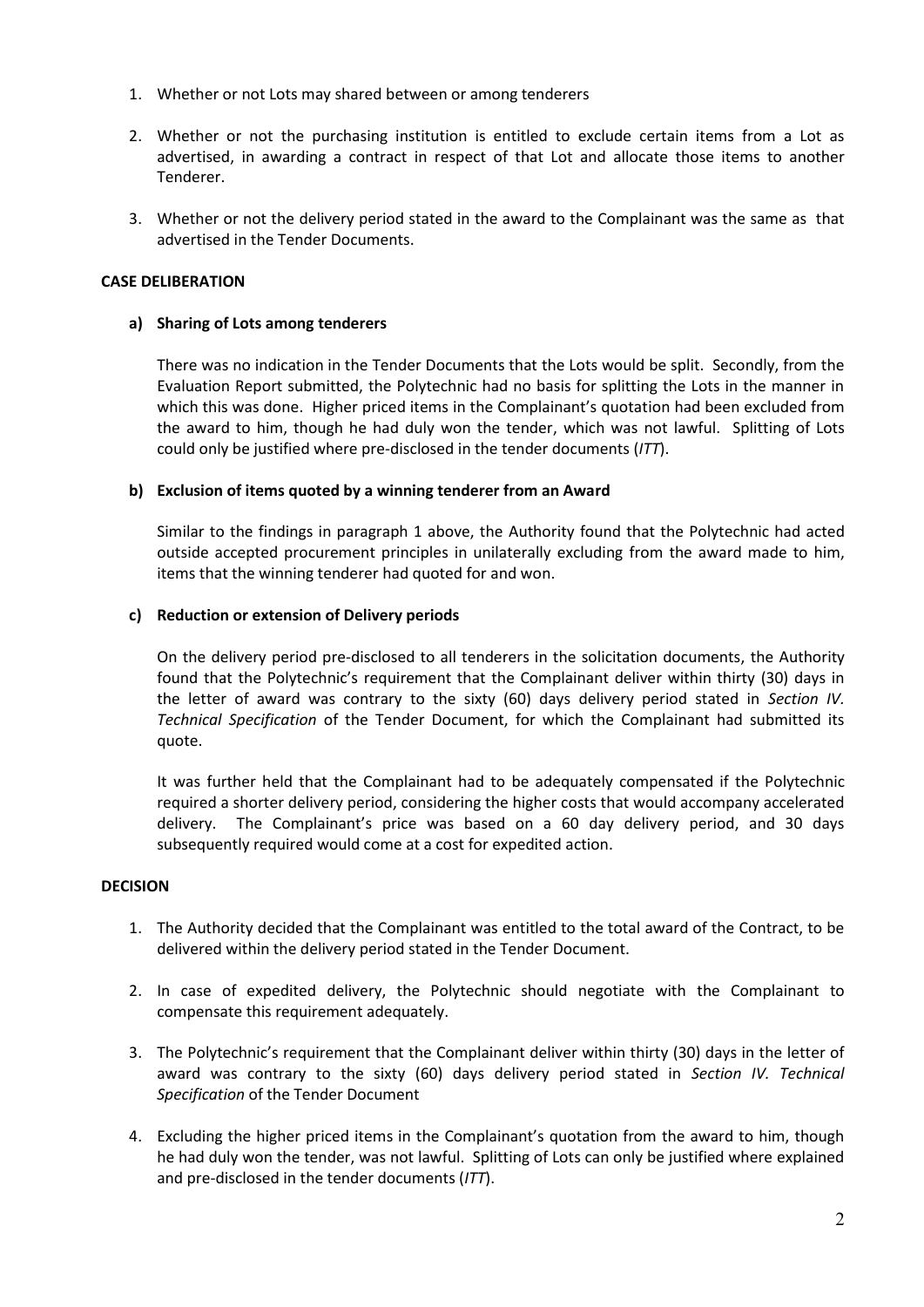1. Whether or not Lots may shared between or among tenderers

2. Whether or not the purchasing institution is entitled to exclude certain items from a Lot as advertised, in awarding a contract in respect of that Lot and allocate those items to another Tenderer.

3. Whether or not the delivery period stated in the award to the Complainant was the same as that advertised in the Tender Documents.

**CASE DELIBERATION**

**a) Sharing of Lots among tenderers**

There was no indication in the Tender Documents that the Lots would be split. Secondly, from the Evaluation Report submitted, the Polytechnic had no basis for splitting the Lots in the manner in which this was done. Higher priced items in the Complainant's quotation had been excluded from the award to him, though he had duly won the tender, which was not lawful. Splitting of Lots could only be justified where pre-disclosed in the tender documents (*ITT*).

**b) Exclusion of items quoted by a winning tenderer from an Award**

Similar to the findings in paragraph 1 above, the Authority found that the Polytechnic had acted outside accepted procurement principles in unilaterally excluding from the award made to him, items that the winning tenderer had quoted for and won.

**c) Reduction or extension of Delivery periods**

On the delivery period pre-disclosed to all tenderers in the solicitation documents, the Authority found that the Polytechnic's requirement that the Complainant deliver within thirty (30) days in the letter of award was contrary to the sixty (60) days delivery period stated in *Section IV. Technical Specification* of the Tender Document, for which the Complainant had submitted its quote.

It was further held that the Complainant had to be adequately compensated if the Polytechnic required a shorter delivery period, considering the higher costs that would accompany accelerated delivery. The Complainant's price was based on a 60 day delivery period, and 30 days subsequently required would come at a cost for expedited action.

**DECISION**

1. The Authority decided that the Complainant was entitled to the total award of the Contract, to be delivered within the delivery period stated in the Tender Document.

2. In case of expedited delivery, the Polytechnic should negotiate with the Complainant to compensate this requirement adequately.

3. The Polytechnic's requirement that the Complainant deliver within thirty (30) days in the letter of award was contrary to the sixty (60) days delivery period stated in *Section IV. Technical Specification* of the Tender Document

4. Excluding the higher priced items in the Complainant's quotation from the award to him, though he had duly won the tender, was not lawful. Splitting of Lots can only be justified where explained and pre-disclosed in the tender documents (*ITT*).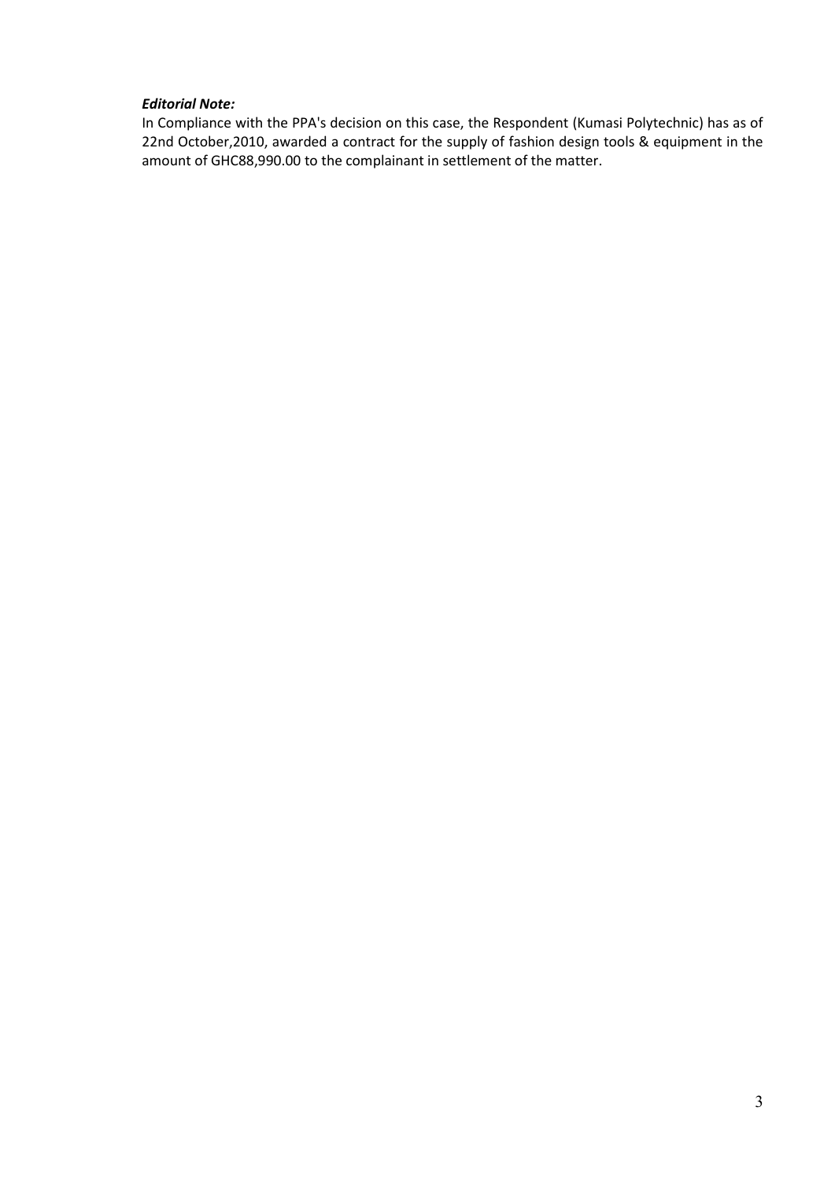***Editorial Note:***

In Compliance with the PPA's decision on this case, the Respondent (Kumasi Polytechnic) has as of 22nd October,2010, awarded a contract for the supply of fashion design tools & equipment in the amount of GHC88,990.00 to the complainant in settlement of the matter.